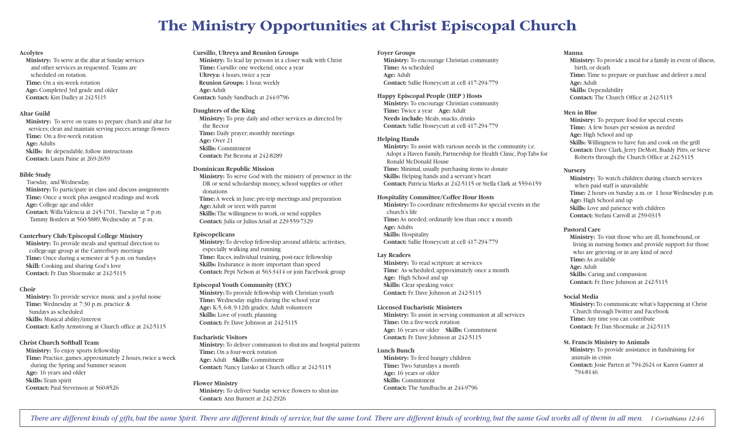# The Ministry Opportunities at Christ Episcopal Church

**Acolytes**
**Ministry:** To serve at the altar at Sunday services and other services as requested. Teams are scheduled on rotation.
**Time:** On a six-week rotation
**Age:** Completed 3rd grade and older
**Contact:** Kim Dudley at 242-5115

**Altar Guild**
**Ministry:** To serve on teams to prepare church and altar for services; clean and maintain serving pieces; arrange flowers
**Time:** On a five-week rotation
**Age:** Adults
**Skills:** Be dependable, follow instructions
**Contact:** Laura Paine at 269-2659

**Bible Study**
Tuesday, and Wednesday,
**Ministry:** To participate in class and discuss assignments
**Time:** Once a week plus assigned readings and work
**Age:** College age and older
**Contact:** Willa Valencia at 245-1701, Tuesday at 7 p.m. Tammy Borders at 560-5889, Wednesday at 7 p.m.

**Canterbury Club/Episcopal College Ministry**
**Ministry:** To provide meals and spiritual direction to college-age group at the Canterbury meetings
**Time:** Once during a semester at 5 p.m. on Sundays
**Skill:** Cooking and sharing God's love
**Contact:** Fr. Dan Shoemake at 242-5115

**Choir**
**Ministry:** To provide service music and a joyful noise
**Time:** Wednesday at 7:30 p.m. practice & Sundays as scheduled
**Skills:** Musical ability/interest
**Contact:** Kathy Armstrong at Church office at 242-5115

**Christ Church Softball Team**
**Ministry:** To enjoy sports fellowship
**Time:** Practice, games; approximately 2 hours, twice a week during the Spring and Summer season
**Age:** 16 years and older
**Skills:** Team spirit
**Contact:** Paul Stevenson at 560-8526

**Cursillo, Ultreya and Reunion Groups**
**Ministry:** To lead lay persons in a closer walk with Christ
**Time:** Cursillo: one weekend, once a year
**Ultreya:** 4 hours, twice a year
**Reunion Groups:** 1 hour, weekly
**Age:** Adult
**Contact:** Sandy Sandbach at 244-9796

**Daughters of the King**
**Ministry:** To pray daily and other services as directed by the Rector
**Time:** Daily prayer; monthly meetings
**Age:** Over 21
**Skills:** Commitment
**Contact:** Pat Bezona at 242-8289

**Dominican Republic Mission**
**Ministry:** To serve God with the ministry of presence in the DR or send scholarship money, school supplies or other donations
**Time:** A week in June; pre-trip meetings and preparation
**Age:** Adult or teen with parent
**Skills:** The willingness to work, or send supplies
**Contact:** Julia or Julius Ariail at 229-559-7329

**Episcopelicans**
**Ministry:** To develop fellowship around athletic activities, especially walking and running
**Time:** Races, individual training, post-race fellowship
**Skills:** Endurance is more important than speed
**Contact:** Pepi Nelson at 563-3414 or join Facebook group

**Episcopal Youth Community (EYC)**
**Ministry:** To provide fellowship with Christian youth
**Time:** Wednesday nights during the school year
**Age:** K-5, 6-8, 9-12th grades; Adult volunteers
**Skills:** Love of youth, planning
**Contact:** Fr. Dave Johnson at 242-5115

**Eucharistic Visitors**
**Ministry:** To deliver communion to shut-ins and hospital patients
**Time:** On a four-week rotation
**Age:** Adult **Skills:** Commitment
**Contact:** Nancy Lutsko at Church office at 242-5115

**Flower Ministry**
**Ministry:** To deliver Sunday service flowers to shut-ins
**Contact:** Ann Burnett at 242-2926

**Foyer Groups**
**Ministry:** To encourage Christian community
**Time:** As scheduled
**Age:** Adult
**Contact:** Sallie Honeycutt at cell 417-294-779

**Happy Episcopal People (HEP ) Hosts**
**Ministry:** To encourage Christian community
**Time:** Twice a year **Age:** Adult
**Needs include:** Meals, snacks, drinks
**Contact:** Sallie Honeycutt at cell 417-294-779

**Helping Hands**
**Ministry:** To assist with various needs in the community i.e. Adopt a Haven Family, Partnership for Health Clinic, Pop Tabs for Ronald McDonald House
**Time:** Minimal, usually purchasing items to donate
**Skills:** Helping hands and a servant's heart
**Contact:** Patricia Marks at 242-5115 or Stella Clark at 559-6159

**Hospitality Committee/Coffee Hour Hosts**
**Ministry:** To coordinate refreshments for special events in the church's life
**Time:** As needed; ordinarily less than once a month
**Age:** Adults
**Skills:** Hospitality
**Contact:** Sallie Honeycutt at cell 417-294-779

**Lay Readers**
**Ministry:** To read scripture at services
**Time**: As scheduled, approximately once a month
**Age:** High School and up
**Skills:** Clear speaking voice
**Contact:** Fr. Dave Johnson at 242-5115

**Licensed Eucharistic Ministers**
**Ministry:** To assist in serving communion at all services
**Time:** On a five-week rotation
**Age:** 16 years or older **Skills:** Commitment
**Contact:** Fr. Dave Johnson at 242-5115

**Lunch Bunch**
**Ministry:** To feed hungry children
**Time:** Two Saturdays a month
**Age:** 16 years or older
**Skills:** Commitment
**Contact:** The Sandbachs at 244-9796

**Manna**
**Ministry:** To provide a meal for a family in event of illness, birth, or death
**Time:** Time to prepare or purchase and deliver a meal
**Age:** Adult
**Skills:** Dependability
**Contact:** The Church Office at 242-5115

**Men in Blue**
**Ministry:** To prepare food for special events
**Time:** A few hours per session as needed
**Age:** High School and up
**Skills:** Willingness to have fun and cook on the grill
**Contact:** Dave Clark, Jerry DeMott, Buddy Pitts, or Steve Roberts through the Church Office at 242-5115

**Nursery**
**Ministry:** To watch children during church services when paid staff is unavailable
**Time:** 2 hours on Sunday a.m. or 1 hour Wednesday p.m.
**Age:** High School and up
**Skills:** Love and patience with children
**Contact:** Stefani Carroll at 259-0315

**Pastoral Care**
**Ministry:** To visit those who are ill, homebound, or living in nursing homes and provide support for those who are grieving or in any kind of need
**Time:** As available
**Age:** Adult
**Skills:** Caring and compassion
**Contact:** Fr. Dave Johnson at 242-5115

**Social Media**
**Ministry:** To communicate what's happening at Christ Church through Twitter and Facebook
**Time:** Any time you can contribute
**Contact:** Fr. Dan Shoemake at 242-5115

**St. Francis Ministry to Animals**
**Ministry:** To provide assistance in fundraising for animals in crisis
**Contact:** Josie Parten at 794-2624 or Karen Gunter at 794-8146

*There are different kinds of gifts, but the same Spirit. There are different kinds of service, but the same Lord. There are different kinds of working, but the same God works all of them in all men.* *1 Corinthians 12:4-6*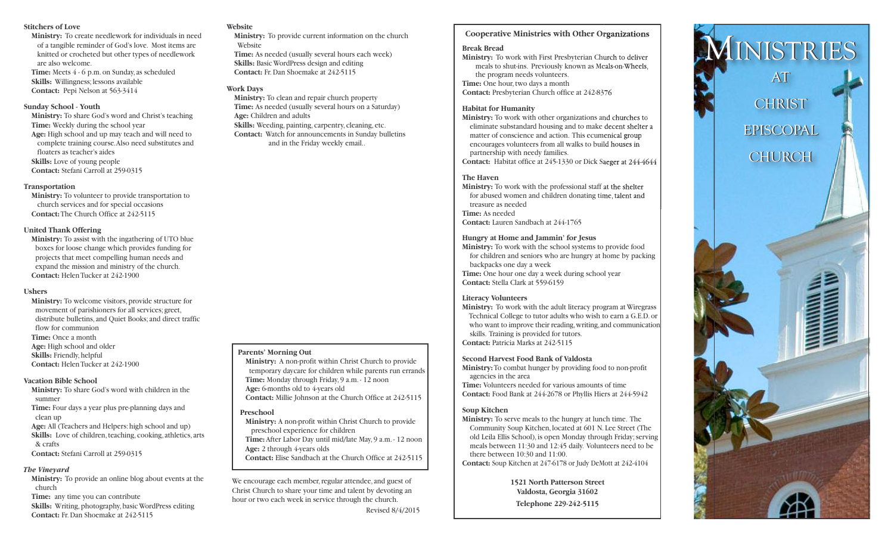**Stitchers of Love**

**Ministry:** To create needlework for individuals in need of a tangible reminder of God's love. Most items are knitted or crocheted but other types of needlework are also welcome.
**Time:** Meets 4 - 6 p.m. on Sunday, as scheduled
**Skills:** Willingness; lessons available
**Contact:** Pepi Nelson at 563-3414

**Sunday School - Youth**

**Ministry:** To share God's word and Christ's teaching
**Time:** Weekly during the school year
**Age:** High school and up may teach and will need to complete training course. Also need substitutes and floaters as teacher's aides
**Skills:** Love of young people
**Contact:** Stefani Carroll at 259-0315

**Transportation**

**Ministry:** To volunteer to provide transportation to church services and for special occasions
**Contact:** The Church Office at 242-5115

**United Thank Offering**

**Ministry:** To assist with the ingathering of UTO blue boxes for loose change which provides funding for projects that meet compelling human needs and expand the mission and ministry of the church.
**Contact:** Helen Tucker at 242-1900

**Ushers**

**Ministry:** To welcome visitors, provide structure for movement of parishioners for all services; greet, distribute bulletins, and Quiet Books; and direct traffic flow for communion
**Time:** Once a month
**Age:** High school and older
**Skills:** Friendly, helpful
**Contact:** Helen Tucker at 242-1900

**Vacation Bible School**

**Ministry:** To share God's word with children in the summer
**Time:** Four days a year plus pre-planning days and clean up
**Age:** All (Teachers and Helpers: high school and up)
**Skills:** Love of children, teaching, cooking, athletics, arts & crafts
**Contact:** Stefani Carroll at 259-0315

***The Vineyard***

**Ministry:** To provide an online blog about events at the church
**Time:** any time you can contribute
**Skills:** Writing, photography, basic WordPress editing
**Contact:** Fr. Dan Shoemake at 242-5115

**Website**

**Ministry:** To provide current information on the church Website
**Time:** As needed (usually several hours each week)
**Skills:** Basic WordPress design and editing
**Contact:** Fr. Dan Shoemake at 242-5115

**Work Days**

**Ministry:** To clean and repair church property
**Time:** As needed (usually several hours on a Saturday)
**Age:** Children and adults
**Skills:** Weeding, painting, carpentry, cleaning, etc.
**Contact:** Watch for announcements in Sunday bulletins and in the Friday weekly email..

**Parents' Morning Out**

**Ministry:** A non-profit within Christ Church to provide temporary daycare for children while parents run errands
**Time:** Monday through Friday, 9 a.m. - 12 noon
**Age:** 6-months old to 4-years old
**Contact:** Millie Johnson at the Church Office at 242-5115

**Preschool**

**Ministry:** A non-profit within Christ Church to provide preschool experience for children
**Time:** After Labor Day until mid/late May, 9 a.m. - 12 noon
**Age:** 2 through 4-years olds
**Contact:** Elise Sandbach at the Church Office at 242-5115

We encourage each member, regular attendee, and guest of Christ Church to share your time and talent by devoting an hour or two each week in service through the church.

Revised 8/4/2015

## Cooperative Ministries with Other Organizations

**Break Bread**

**Ministry:** To work with First Presbyterian Church to deliver meals to shut-ins. Previously known as Meals-on-Wheels, the program needs volunteers.
**Time:** One hour, two days a month
**Contact:** Presbyterian Church office at 242-8376

**Habitat for Humanity**

**Ministry:** To work with other organizations and churches to eliminate substandard housing and to make decent shelter a matter of conscience and action. This ecumenical group encourages volunteers from all walks to build houses in partnership with needy families.
**Contact:** Habitat office at 245-1330 or Dick Saeger at 244-4644

**The Haven**

**Ministry:** To work with the professional staff at the shelter for abused women and children donating time, talent and treasure as needed
**Time:** As needed
**Contact:** Lauren Sandbach at 244-1765

**Hungry at Home and Jammin' for Jesus**

**Ministry:** To work with the school systems to provide food for children and seniors who are hungry at home by packing backpacks one day a week
**Time:** One hour one day a week during school year
**Contact:** Stella Clark at 559-6159

**Literacy Volunteers**

**Ministry:** To work with the adult literacy program at Wiregrass Technical College to tutor adults who wish to earn a G.E.D. or who want to improve their reading, writing, and communication skills. Training is provided for tutors.
**Contact:** Patricia Marks at 242-5115

**Second Harvest Food Bank of Valdosta**

**Ministry:** To combat hunger by providing food to non-profit agencies in the area
**Time:** Volunteers needed for various amounts of time
**Contact:** Food Bank at 244-2678 or Phyllis Hiers at 244-5942

**Soup Kitchen**

**Ministry:** To serve meals to the hungry at lunch time. The Community Soup Kitchen, located at 601 N. Lee Street (The old Leila Ellis School), is open Monday through Friday; serving meals between 11:30 and 12:45 daily. Volunteers need to be there between 10:30 and 11:00.
**Contact:** Soup Kitchen at 247-6178 or Judy DeMott at 242-4104

**1521 North Patterson Street**
**Valdosta, Georgia 31602**
**Telephone 229-242-5115**

# MINISTRIES AT CHRIST EPISCOPAL CHURCH